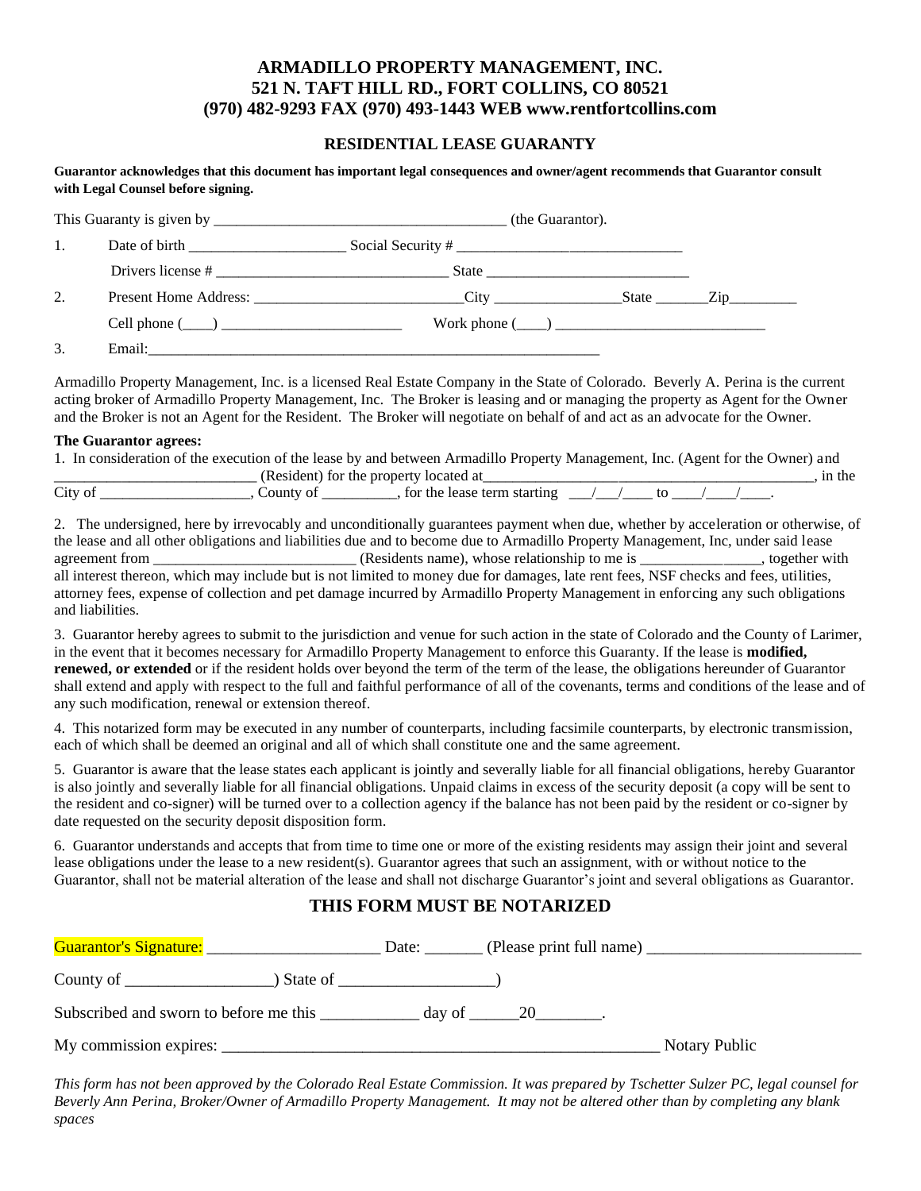# ARMADILLO PROPERTY MANAGEMENT, INC.
## 521 N. TAFT HILL RD., FORT COLLINS, CO 80521
## (970) 482-9293 FAX (970) 493-1443 WEB www.rentfortcollins.com

### RESIDENTIAL LEASE GUARANTY

**Guarantor acknowledges that this document has important legal consequences and owner/agent recommends that Guarantor consult with Legal Counsel before signing.**

This Guaranty is given by ______________________________________ (the Guarantor).

1. Date of birth ____________________ Social Security # ______________________________

   Drivers license # ______________________________ State ___________________________

2. Present Home Address: ___________________________City ________________State _______Zip_________

   Cell phone (____) ________________________ Work phone (____) ___________________________

3. Email:_______________________________________________________________

Armadillo Property Management, Inc. is a licensed Real Estate Company in the State of Colorado. Beverly A. Perina is the current acting broker of Armadillo Property Management, Inc. The Broker is leasing and or managing the property as Agent for the Owner and the Broker is not an Agent for the Resident. The Broker will negotiate on behalf of and act as an advocate for the Owner.

**The Guarantor agrees:**

1. In consideration of the execution of the lease by and between Armadillo Property Management, Inc. (Agent for the Owner) and __________________________ (Resident) for the property located at___________________________________________, in the City of ___________________, County of _________, for the lease term starting ___/___/____ to ____/____/____.

2. The undersigned, here by irrevocably and unconditionally guarantees payment when due, whether by acceleration or otherwise, of the lease and all other obligations and liabilities due and to become due to Armadillo Property Management, Inc, under said lease agreement from ___________________________ (Residents name), whose relationship to me is _______________, together with all interest thereon, which may include but is not limited to money due for damages, late rent fees, NSF checks and fees, utilities, attorney fees, expense of collection and pet damage incurred by Armadillo Property Management in enforcing any such obligations and liabilities.

3. Guarantor hereby agrees to submit to the jurisdiction and venue for such action in the state of Colorado and the County of Larimer, in the event that it becomes necessary for Armadillo Property Management to enforce this Guaranty. If the lease is **modified, renewed, or extended** or if the resident holds over beyond the term of the term of the lease, the obligations hereunder of Guarantor shall extend and apply with respect to the full and faithful performance of all of the covenants, terms and conditions of the lease and of any such modification, renewal or extension thereof.

4. This notarized form may be executed in any number of counterparts, including facsimile counterparts, by electronic transmission, each of which shall be deemed an original and all of which shall constitute one and the same agreement.

5. Guarantor is aware that the lease states each applicant is jointly and severally liable for all financial obligations, hereby Guarantor is also jointly and severally liable for all financial obligations. Unpaid claims in excess of the security deposit (a copy will be sent to the resident and co-signer) will be turned over to a collection agency if the balance has not been paid by the resident or co-signer by date requested on the security deposit disposition form.

6. Guarantor understands and accepts that from time to time one or more of the existing residents may assign their joint and several lease obligations under the lease to a new resident(s). Guarantor agrees that such an assignment, with or without notice to the Guarantor, shall not be material alteration of the lease and shall not discharge Guarantor's joint and several obligations as Guarantor.

## THIS FORM MUST BE NOTARIZED

Guarantor's Signature: ____________________ Date: _______ (Please print full name) _________________________

County of _________________) State of __________________)

Subscribed and sworn to before me this ___________ day of ______20________.

My commission expires: _____________________________________________________ Notary Public

*This form has not been approved by the Colorado Real Estate Commission. It was prepared by Tschetter Sulzer PC, legal counsel for Beverly Ann Perina, Broker/Owner of Armadillo Property Management. It may not be altered other than by completing any blank spaces*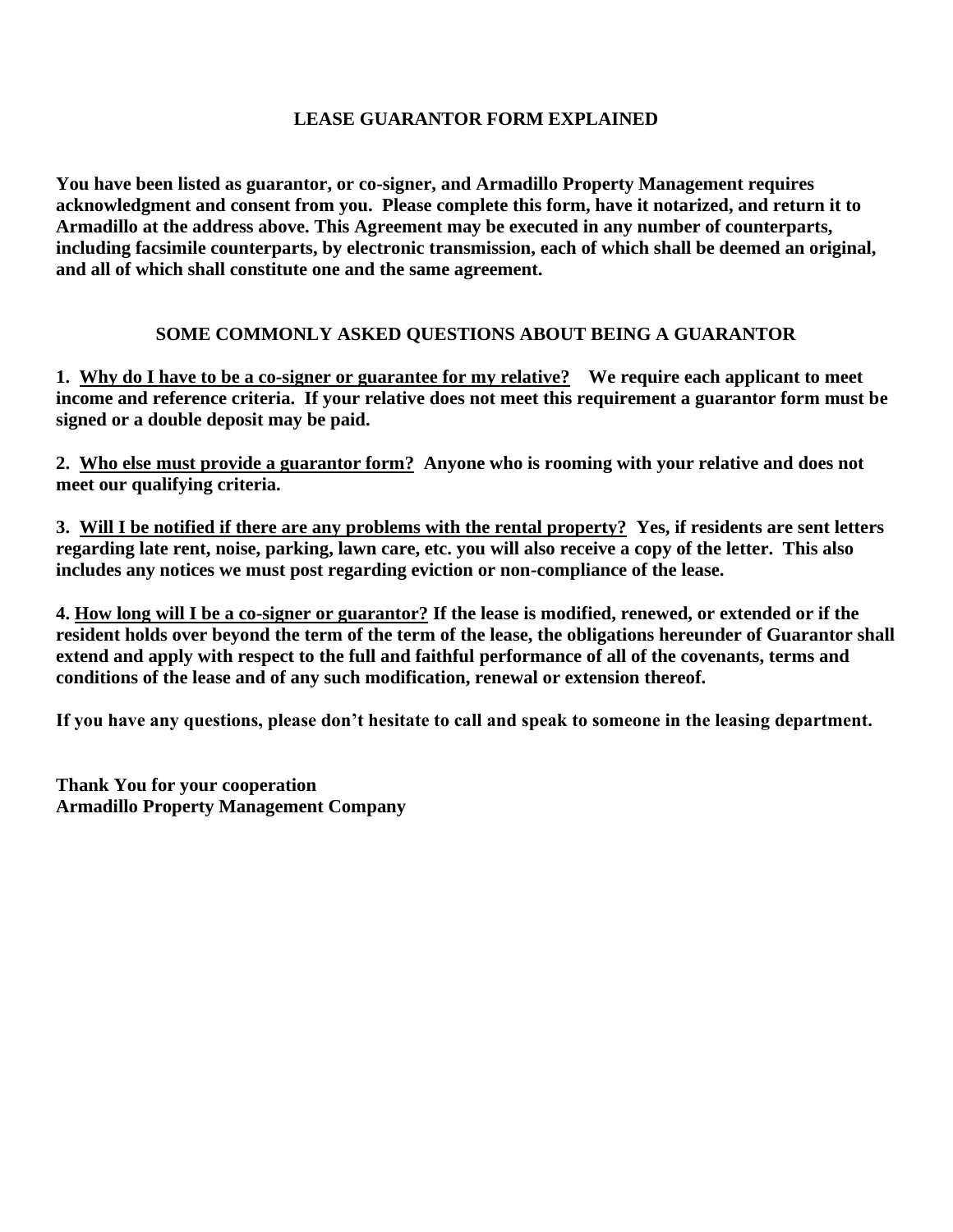## LEASE GUARANTOR FORM EXPLAINED

**You have been listed as guarantor, or co-signer, and Armadillo Property Management requires acknowledgment and consent from you. Please complete this form, have it notarized, and return it to Armadillo at the address above. This Agreement may be executed in any number of counterparts, including facsimile counterparts, by electronic transmission, each of which shall be deemed an original, and all of which shall constitute one and the same agreement.**

## SOME COMMONLY ASKED QUESTIONS ABOUT BEING A GUARANTOR

**1. <u>Why do I have to be a co-signer or guarantee for my relative?</u> We require each applicant to meet income and reference criteria. If your relative does not meet this requirement a guarantor form must be signed or a double deposit may be paid.**

**2. <u>Who else must provide a guarantor form?</u> Anyone who is rooming with your relative and does not meet our qualifying criteria.**

**3. <u>Will I be notified if there are any problems with the rental property?</u> Yes, if residents are sent letters regarding late rent, noise, parking, lawn care, etc. you will also receive a copy of the letter. This also includes any notices we must post regarding eviction or non-compliance of the lease.**

**4. <u>How long will I be a co-signer or guarantor?</u> If the lease is modified, renewed, or extended or if the resident holds over beyond the term of the term of the lease, the obligations hereunder of Guarantor shall extend and apply with respect to the full and faithful performance of all of the covenants, terms and conditions of the lease and of any such modification, renewal or extension thereof.**

**If you have any questions, please don't hesitate to call and speak to someone in the leasing department.**

**Thank You for your cooperation**
**Armadillo Property Management Company**